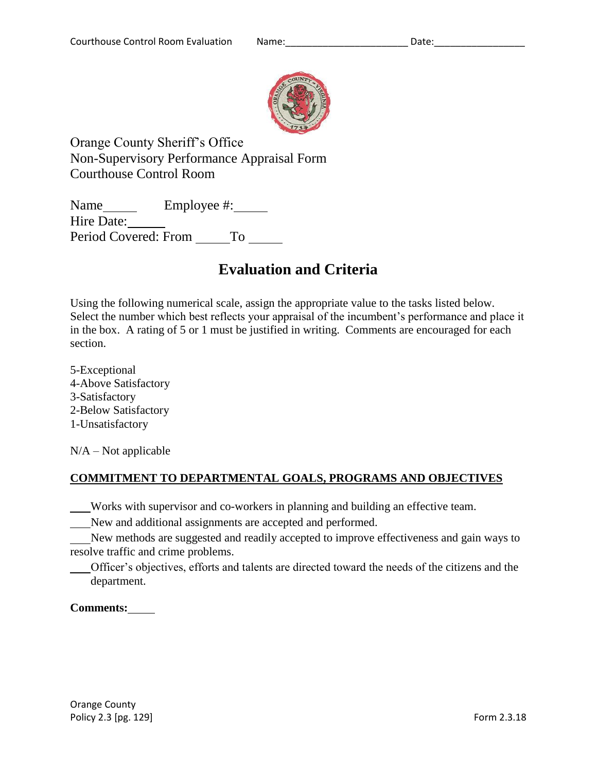Orange County Sheriff's Office
Non-Supervisory Performance Appraisal Form
Courthouse Control Room

Name_____ Employee #:_____
Hire Date:______
Period Covered: From _____To _____

# Evaluation and Criteria

Using the following numerical scale, assign the appropriate value to the tasks listed below. Select the number which best reflects your appraisal of the incumbent's performance and place it in the box. A rating of 5 or 1 must be justified in writing. Comments are encouraged for each section.

5-Exceptional
4-Above Satisfactory
3-Satisfactory
2-Below Satisfactory
1-Unsatisfactory

N/A – Not applicable

**COMMITMENT TO DEPARTMENTAL GOALS, PROGRAMS AND OBJECTIVES**

___Works with supervisor and co-workers in planning and building an effective team.

___New and additional assignments are accepted and performed.

___New methods are suggested and readily accepted to improve effectiveness and gain ways to resolve traffic and crime problems.

___Officer's objectives, efforts and talents are directed toward the needs of the citizens and the department.

**Comments:**_____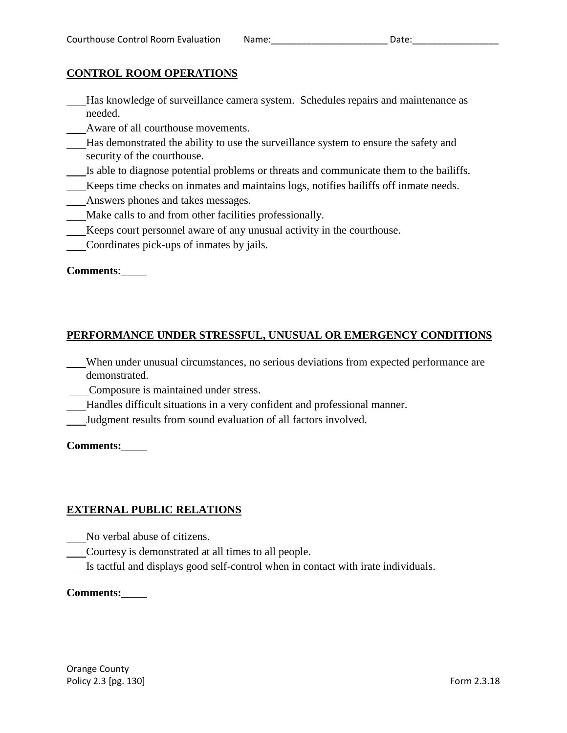## CONTROL ROOM OPERATIONS

- ___Has knowledge of surveillance camera system. Schedules repairs and maintenance as needed.
- ___Aware of all courthouse movements.
- ___Has demonstrated the ability to use the surveillance system to ensure the safety and security of the courthouse.
- ___Is able to diagnose potential problems or threats and communicate them to the bailiffs.
- ___Keeps time checks on inmates and maintains logs, notifies bailiffs off inmate needs.
- ___Answers phones and takes messages.
- ___Make calls to and from other facilities professionally.
- ___Keeps court personnel aware of any unusual activity in the courthouse.
- ___Coordinates pick-ups of inmates by jails.

**Comments**:____

## PERFORMANCE UNDER STRESSFUL, UNUSUAL OR EMERGENCY CONDITIONS

- ___When under unusual circumstances, no serious deviations from expected performance are demonstrated.
- ___Composure is maintained under stress.
- ___Handles difficult situations in a very confident and professional manner.
- ___Judgment results from sound evaluation of all factors involved.

**Comments:**____

## EXTERNAL PUBLIC RELATIONS

- ___No verbal abuse of citizens.
- ___Courtesy is demonstrated at all times to all people.
- ___Is tactful and displays good self-control when in contact with irate individuals.

**Comments:**____

Orange County
Policy 2.3 [pg. 130]

Form 2.3.18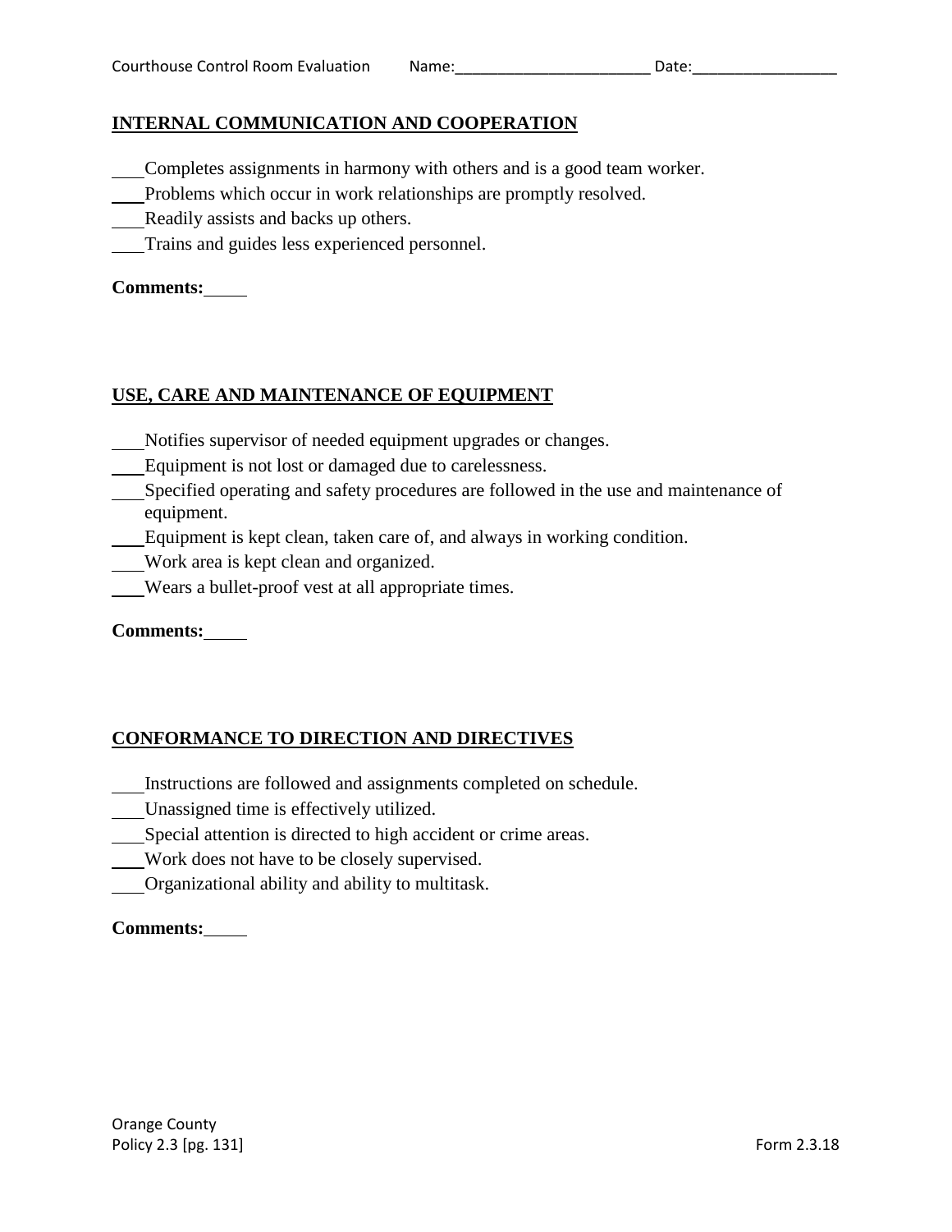## INTERNAL COMMUNICATION AND COOPERATION

___Completes assignments in harmony with others and is a good team worker.
___Problems which occur in work relationships are promptly resolved.
___Readily assists and backs up others.
___Trains and guides less experienced personnel.

**Comments:**_____

## USE, CARE AND MAINTENANCE OF EQUIPMENT

___Notifies supervisor of needed equipment upgrades or changes.
___Equipment is not lost or damaged due to carelessness.
___Specified operating and safety procedures are followed in the use and maintenance of equipment.
___Equipment is kept clean, taken care of, and always in working condition.
___Work area is kept clean and organized.
___Wears a bullet-proof vest at all appropriate times.

**Comments:**_____

## CONFORMANCE TO DIRECTION AND DIRECTIVES

___Instructions are followed and assignments completed on schedule.
___Unassigned time is effectively utilized.
___Special attention is directed to high accident or crime areas.
___Work does not have to be closely supervised.
___Organizational ability and ability to multitask.

**Comments:**_____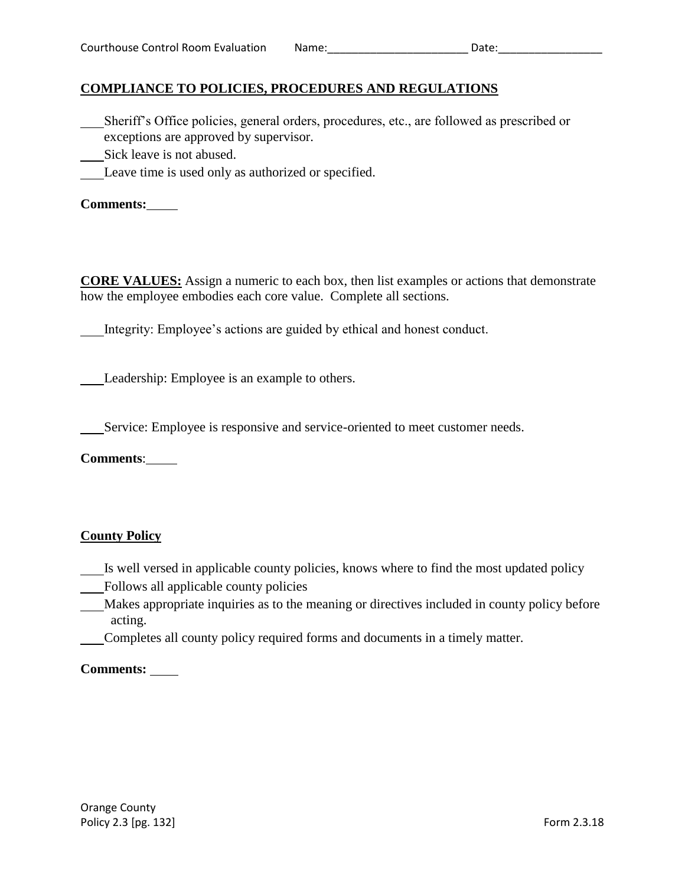## COMPLIANCE TO POLICIES, PROCEDURES AND REGULATIONS

\_\_\_Sheriff's Office policies, general orders, procedures, etc., are followed as prescribed or exceptions are approved by supervisor.

\_\_\_Sick leave is not abused.

\_\_\_Leave time is used only as authorized or specified.

**Comments:**\_\_\_\_\_

**CORE VALUES:** Assign a numeric to each box, then list examples or actions that demonstrate how the employee embodies each core value. Complete all sections.

\_\_\_Integrity: Employee's actions are guided by ethical and honest conduct.

\_\_\_Leadership: Employee is an example to others.

\_\_\_Service: Employee is responsive and service-oriented to meet customer needs.

**Comments**:\_\_\_\_\_

## County Policy

\_\_\_Is well versed in applicable county policies, knows where to find the most updated policy

\_\_\_Follows all applicable county policies

\_\_\_Makes appropriate inquiries as to the meaning or directives included in county policy before acting.

\_\_\_Completes all county policy required forms and documents in a timely matter.

**Comments:** \_\_\_\_\_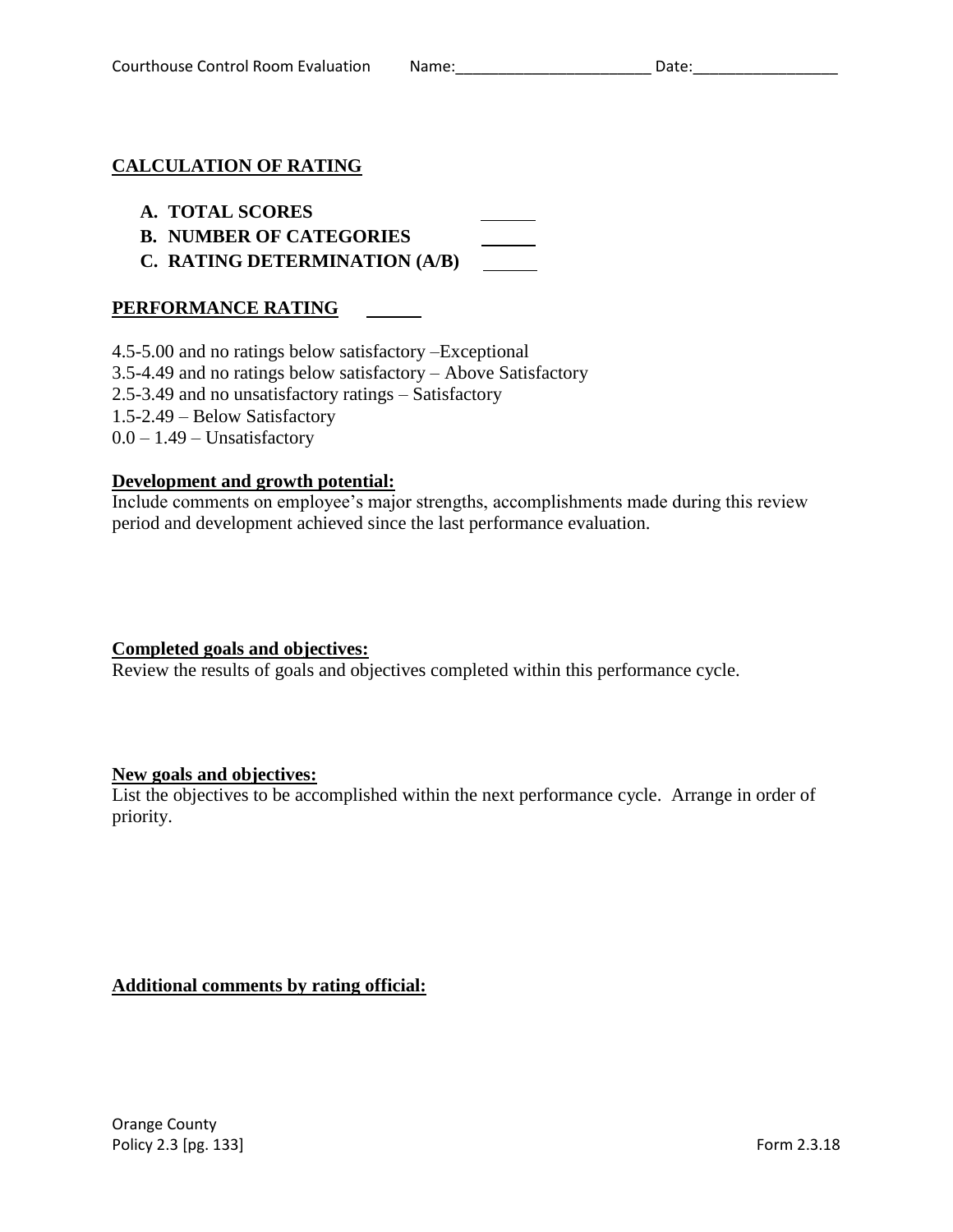## CALCULATION OF RATING

**A. TOTAL SCORES** ______

**B. NUMBER OF CATEGORIES** ______

**C. RATING DETERMINATION (A/B)** ______

## PERFORMANCE RATING ______

4.5-5.00 and no ratings below satisfactory –Exceptional
3.5-4.49 and no ratings below satisfactory – Above Satisfactory
2.5-3.49 and no unsatisfactory ratings – Satisfactory
1.5-2.49 – Below Satisfactory
0.0 – 1.49 – Unsatisfactory

**Development and growth potential:**
Include comments on employee's major strengths, accomplishments made during this review period and development achieved since the last performance evaluation.

**Completed goals and objectives:**
Review the results of goals and objectives completed within this performance cycle.

**New goals and objectives:**
List the objectives to be accomplished within the next performance cycle. Arrange in order of priority.

**Additional comments by rating official:**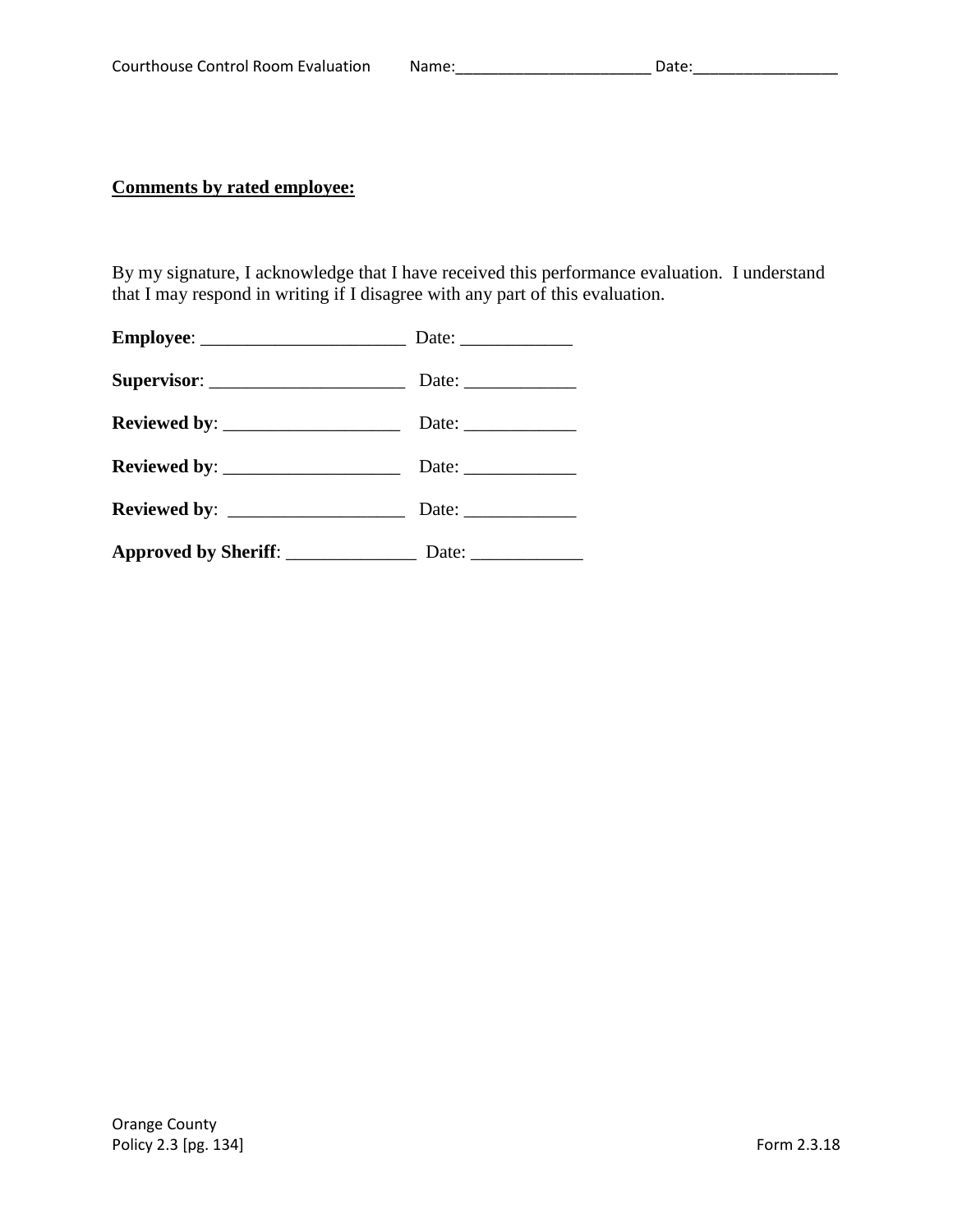**Comments by rated employee:**

By my signature, I acknowledge that I have received this performance evaluation. I understand that I may respond in writing if I disagree with any part of this evaluation.

**Employee**: ______________________ Date: ____________

**Supervisor**: _____________________ Date: ____________

**Reviewed by**: ___________________ Date: ____________

**Reviewed by**: ___________________ Date: ____________

**Reviewed by**: ___________________ Date: ____________

**Approved by Sheriff**: ______________ Date: ____________